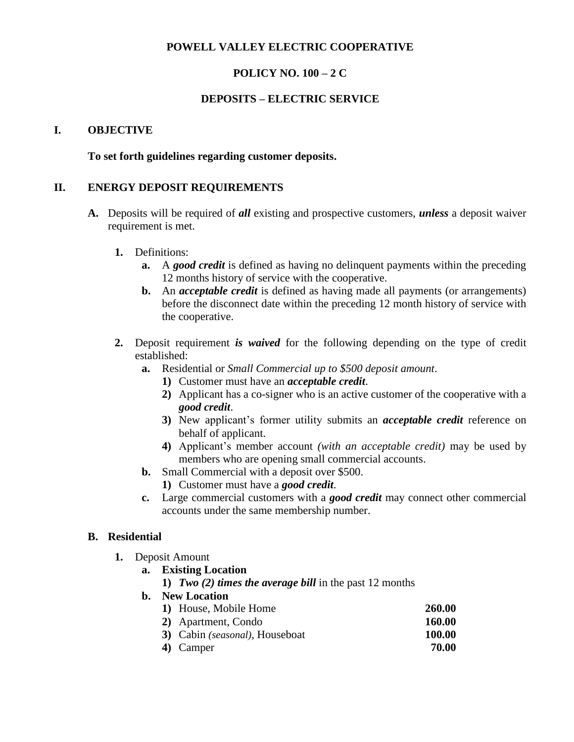**POWELL VALLEY ELECTRIC COOPERATIVE**

**POLICY NO. 100 – 2 C**

**DEPOSITS – ELECTRIC SERVICE**

## I. OBJECTIVE

**To set forth guidelines regarding customer deposits.**

## II. ENERGY DEPOSIT REQUIREMENTS

**A.** Deposits will be required of ***all*** existing and prospective customers, ***unless*** a deposit waiver requirement is met.

**1.** Definitions:

**a.** A ***good credit*** is defined as having no delinquent payments within the preceding 12 months history of service with the cooperative.

**b.** An ***acceptable credit*** is defined as having made all payments (or arrangements) before the disconnect date within the preceding 12 month history of service with the cooperative.

**2.** Deposit requirement ***is waived*** for the following depending on the type of credit established:

**a.** Residential or *Small Commercial up to $500 deposit amount*.

**1)** Customer must have an ***acceptable credit***.

**2)** Applicant has a co-signer who is an active customer of the cooperative with a ***good credit***.

**3)** New applicant's former utility submits an ***acceptable credit*** reference on behalf of applicant.

**4)** Applicant's member account *(with an acceptable credit)* may be used by members who are opening small commercial accounts.

**b.** Small Commercial with a deposit over $500.

**1)** Customer must have a ***good credit***.

**c.** Large commercial customers with a ***good credit*** may connect other commercial accounts under the same membership number.

### B. Residential

**1.** Deposit Amount

**a. Existing Location**

**1)** ***Two (2) times the average bill*** in the past 12 months

**b. New Location**

| | |
|---|---|
| **1)** House, Mobile Home | **260.00** |
| **2)** Apartment, Condo | **160.00** |
| **3)** Cabin *(seasonal)*, Houseboat | **100.00** |
| **4)** Camper | **70.00** |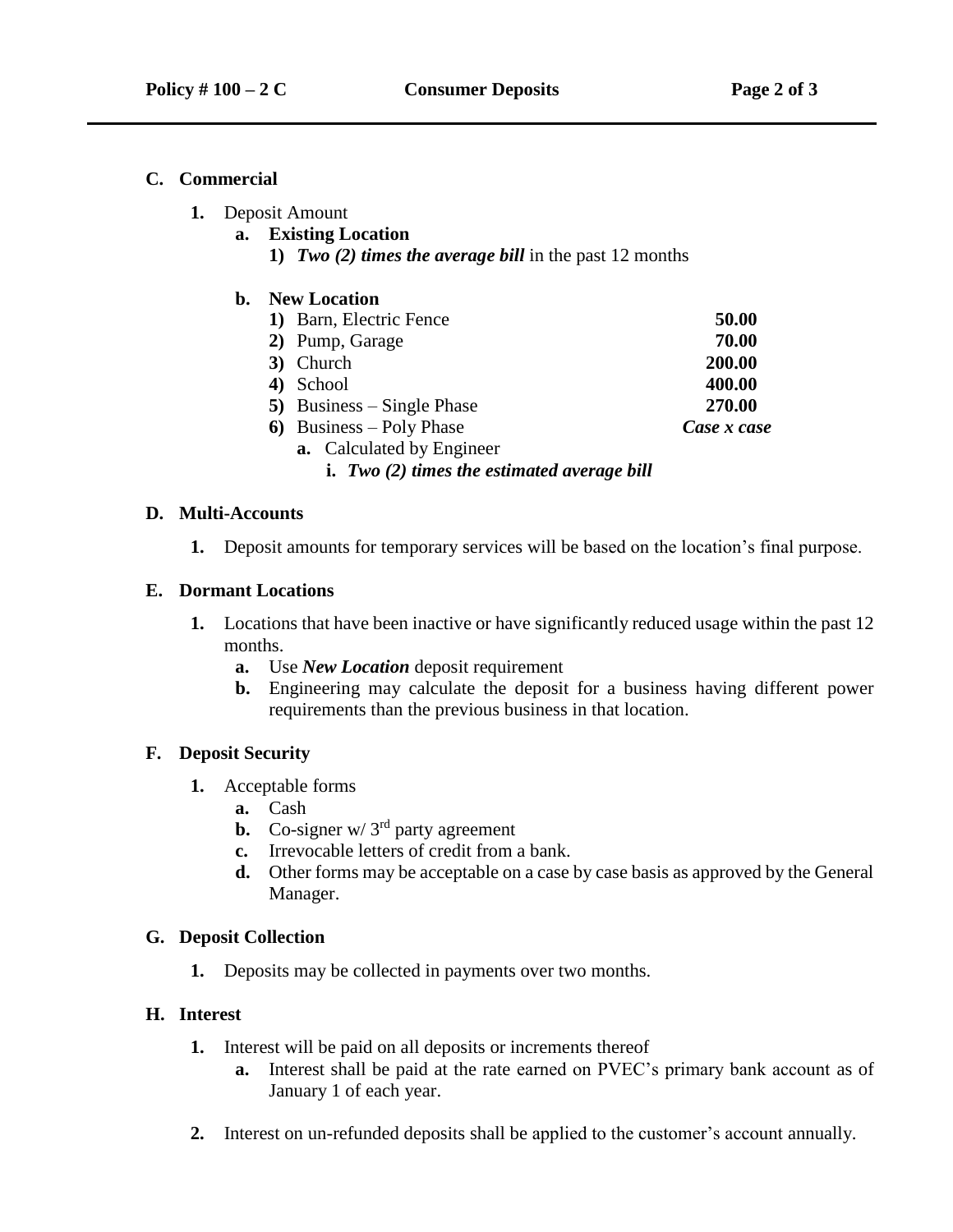## C. Commercial

1. Deposit Amount
   a. **Existing Location**
      1) ***Two (2) times the average bill*** in the past 12 months

   b. **New Location**

| | |
|---|---|
| 1) Barn, Electric Fence | **50.00** |
| 2) Pump, Garage | **70.00** |
| 3) Church | **200.00** |
| 4) School | **400.00** |
| 5) Business – Single Phase | **270.00** |
| 6) Business – Poly Phase | ***Case x case*** |

      a. Calculated by Engineer
         i. ***Two (2) times the estimated average bill***

## D. Multi-Accounts

1. Deposit amounts for temporary services will be based on the location's final purpose.

## E. Dormant Locations

1. Locations that have been inactive or have significantly reduced usage within the past 12 months.
   a. Use ***New Location*** deposit requirement
   b. Engineering may calculate the deposit for a business having different power requirements than the previous business in that location.

## F. Deposit Security

1. Acceptable forms
   a. Cash
   b. Co-signer w/ 3rd party agreement
   c. Irrevocable letters of credit from a bank.
   d. Other forms may be acceptable on a case by case basis as approved by the General Manager.

## G. Deposit Collection

1. Deposits may be collected in payments over two months.

## H. Interest

1. Interest will be paid on all deposits or increments thereof
   a. Interest shall be paid at the rate earned on PVEC's primary bank account as of January 1 of each year.

2. Interest on un-refunded deposits shall be applied to the customer's account annually.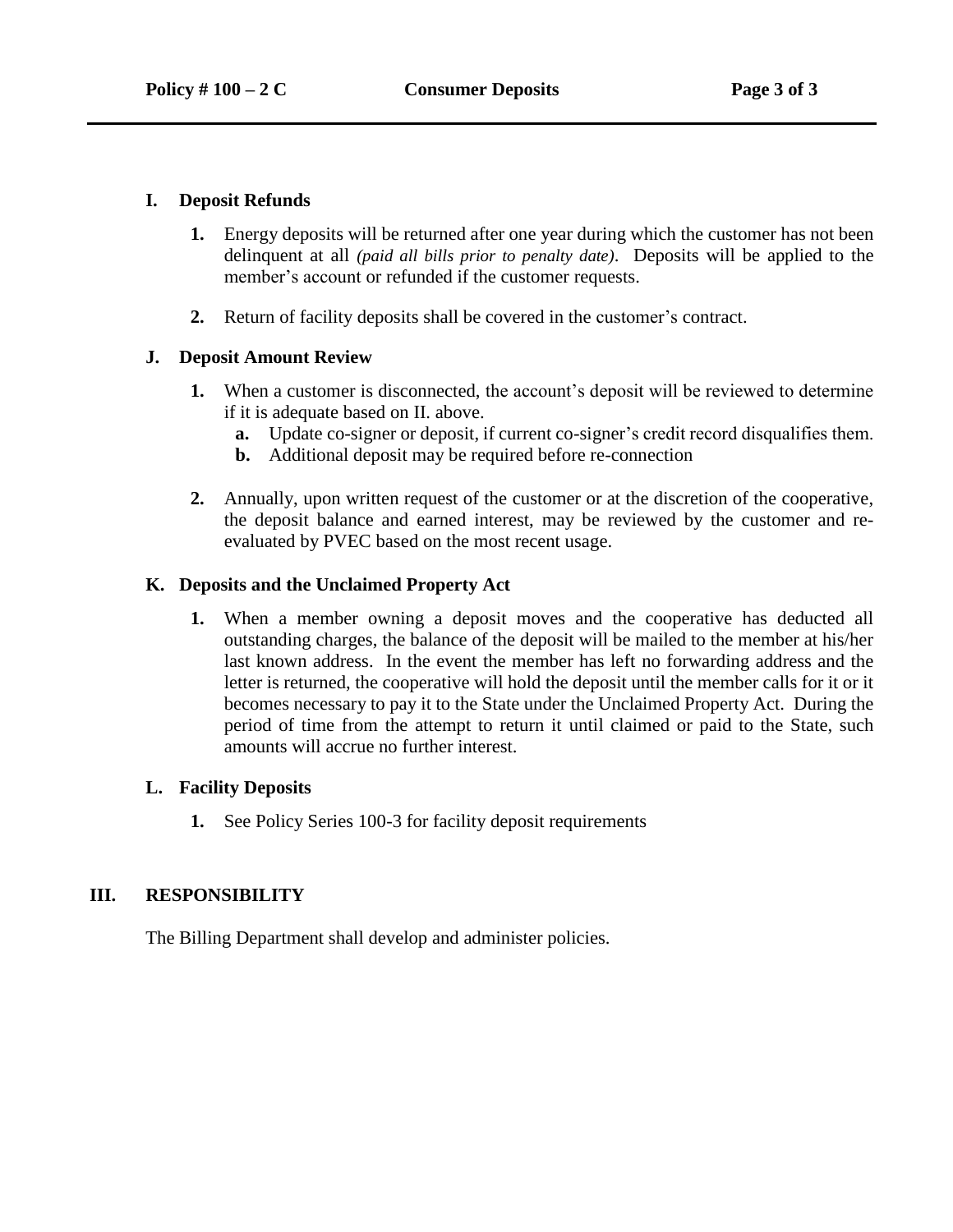### I. Deposit Refunds

1. Energy deposits will be returned after one year during which the customer has not been delinquent at all *(paid all bills prior to penalty date)*. Deposits will be applied to the member's account or refunded if the customer requests.

2. Return of facility deposits shall be covered in the customer's contract.

### J. Deposit Amount Review

1. When a customer is disconnected, the account's deposit will be reviewed to determine if it is adequate based on II. above.
   a. Update co-signer or deposit, if current co-signer's credit record disqualifies them.
   b. Additional deposit may be required before re-connection

2. Annually, upon written request of the customer or at the discretion of the cooperative, the deposit balance and earned interest, may be reviewed by the customer and re-evaluated by PVEC based on the most recent usage.

### K. Deposits and the Unclaimed Property Act

1. When a member owning a deposit moves and the cooperative has deducted all outstanding charges, the balance of the deposit will be mailed to the member at his/her last known address. In the event the member has left no forwarding address and the letter is returned, the cooperative will hold the deposit until the member calls for it or it becomes necessary to pay it to the State under the Unclaimed Property Act. During the period of time from the attempt to return it until claimed or paid to the State, such amounts will accrue no further interest.

### L. Facility Deposits

1. See Policy Series 100-3 for facility deposit requirements

## III. RESPONSIBILITY

The Billing Department shall develop and administer policies.